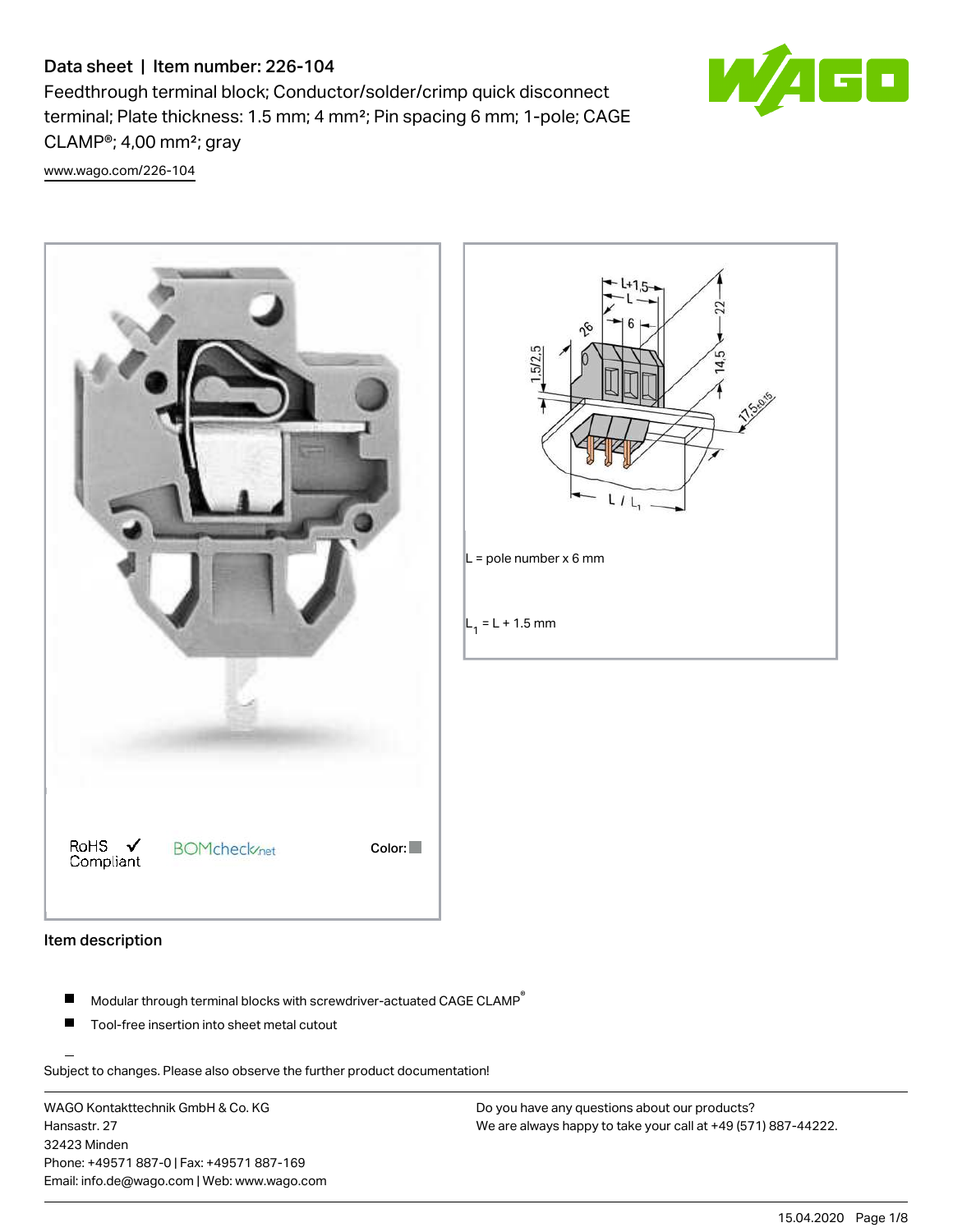# Data sheet | Item number: 226-104

Feedthrough terminal block; Conductor/solder/crimp quick disconnect terminal; Plate thickness: 1.5 mm; 4 mm²; Pin spacing 6 mm; 1-pole; CAGE CLAMP®; 4,00 mm²; gray

www.wago.com/226-104

RoHS ✓ Compliant

BOMcheck.net

Color:

L = pole number x 6 mm

$L_1$ = L + 1.5 mm

## Item description

- Modular through terminal blocks with screwdriver-actuated CAGE CLAMP®
- Tool-free insertion into sheet metal cutout

Subject to changes. Please also observe the further product documentation!

WAGO Kontakttechnik GmbH & Co. KG
Hansastr. 27
32423 Minden
Phone: +49571 887-0 | Fax: +49571 887-169
Email: info.de@wago.com | Web: www.wago.com

Do you have any questions about our products?
We are always happy to take your call at +49 (571) 887-44222.

15.04.2020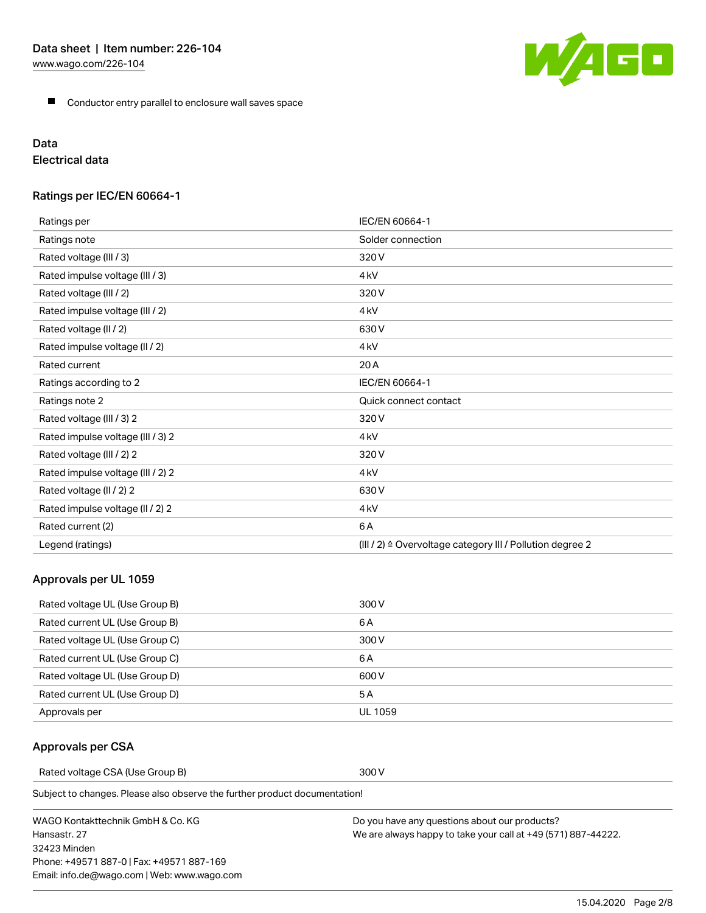- Conductor entry parallel to enclosure wall saves space

## Data

### Electrical data

#### Ratings per IEC/EN 60664-1

| Ratings per | IEC/EN 60664-1 |
|---|---|
| Ratings note | Solder connection |
| Rated voltage (III / 3) | 320 V |
| Rated impulse voltage (III / 3) | 4 kV |
| Rated voltage (III / 2) | 320 V |
| Rated impulse voltage (III / 2) | 4 kV |
| Rated voltage (II / 2) | 630 V |
| Rated impulse voltage (II / 2) | 4 kV |
| Rated current | 20 A |
| Ratings according to 2 | IEC/EN 60664-1 |
| Ratings note 2 | Quick connect contact |
| Rated voltage (III / 3) 2 | 320 V |
| Rated impulse voltage (III / 3) 2 | 4 kV |
| Rated voltage (III / 2) 2 | 320 V |
| Rated impulse voltage (III / 2) 2 | 4 kV |
| Rated voltage (II / 2) 2 | 630 V |
| Rated impulse voltage (II / 2) 2 | 4 kV |
| Rated current (2) | 6 A |
| Legend (ratings) | (III / 2) ≙ Overvoltage category III / Pollution degree 2 |

#### Approvals per UL 1059

| Rated voltage UL (Use Group B) | 300 V |
|---|---|
| Rated current UL (Use Group B) | 6 A |
| Rated voltage UL (Use Group C) | 300 V |
| Rated current UL (Use Group C) | 6 A |
| Rated voltage UL (Use Group D) | 600 V |
| Rated current UL (Use Group D) | 5 A |
| Approvals per | UL 1059 |

#### Approvals per CSA

| Rated voltage CSA (Use Group B) | 300 V |
|---|---|

Subject to changes. Please also observe the further product documentation!

WAGO Kontakttechnik GmbH & Co. KG
Hansastr. 27
32423 Minden
Phone: +49571 887-0 | Fax: +49571 887-169
Email: info.de@wago.com | Web: www.wago.com

Do you have any questions about our products?
We are always happy to take your call at +49 (571) 887-44222.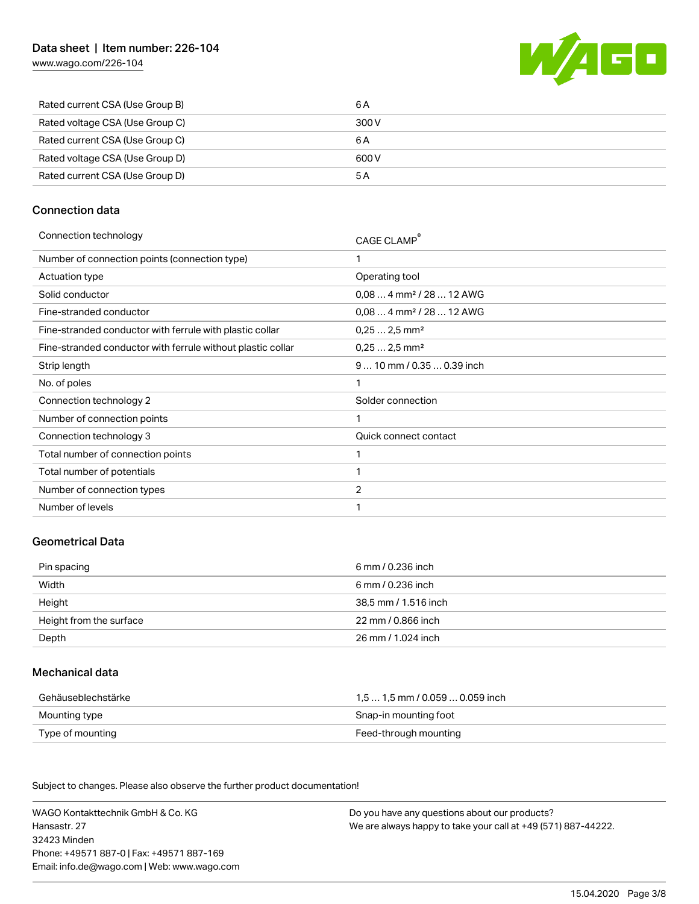| Rated current CSA (Use Group B) | 6 A |
| --- | --- |
| Rated voltage CSA (Use Group C) | 300 V |
| Rated current CSA (Use Group C) | 6 A |
| Rated voltage CSA (Use Group D) | 600 V |
| Rated current CSA (Use Group D) | 5 A |

## Connection data

| Connection technology | CAGE CLAMP® |
| --- | --- |
| Number of connection points (connection type) | 1 |
| Actuation type | Operating tool |
| Solid conductor | 0,08 … 4 mm² / 28 … 12 AWG |
| Fine-stranded conductor | 0,08 … 4 mm² / 28 … 12 AWG |
| Fine-stranded conductor with ferrule with plastic collar | 0,25 … 2,5 mm² |
| Fine-stranded conductor with ferrule without plastic collar | 0,25 … 2,5 mm² |
| Strip length | 9 … 10 mm / 0.35 … 0.39 inch |
| No. of poles | 1 |
| Connection technology 2 | Solder connection |
| Number of connection points | 1 |
| Connection technology 3 | Quick connect contact |
| Total number of connection points | 1 |
| Total number of potentials | 1 |
| Number of connection types | 2 |
| Number of levels | 1 |

## Geometrical Data

| Pin spacing | 6 mm / 0.236 inch |
| --- | --- |
| Width | 6 mm / 0.236 inch |
| Height | 38,5 mm / 1.516 inch |
| Height from the surface | 22 mm / 0.866 inch |
| Depth | 26 mm / 1.024 inch |

## Mechanical data

| Gehäuseblechstärke | 1,5 … 1,5 mm / 0.059 … 0.059 inch |
| --- | --- |
| Mounting type | Snap-in mounting foot |
| Type of mounting | Feed-through mounting |

Subject to changes. Please also observe the further product documentation!

WAGO Kontakttechnik GmbH & Co. KG
Hansastr. 27
32423 Minden
Phone: +49571 887-0 | Fax: +49571 887-169
Email: info.de@wago.com | Web: www.wago.com

Do you have any questions about our products?
We are always happy to take your call at +49 (571) 887-44222.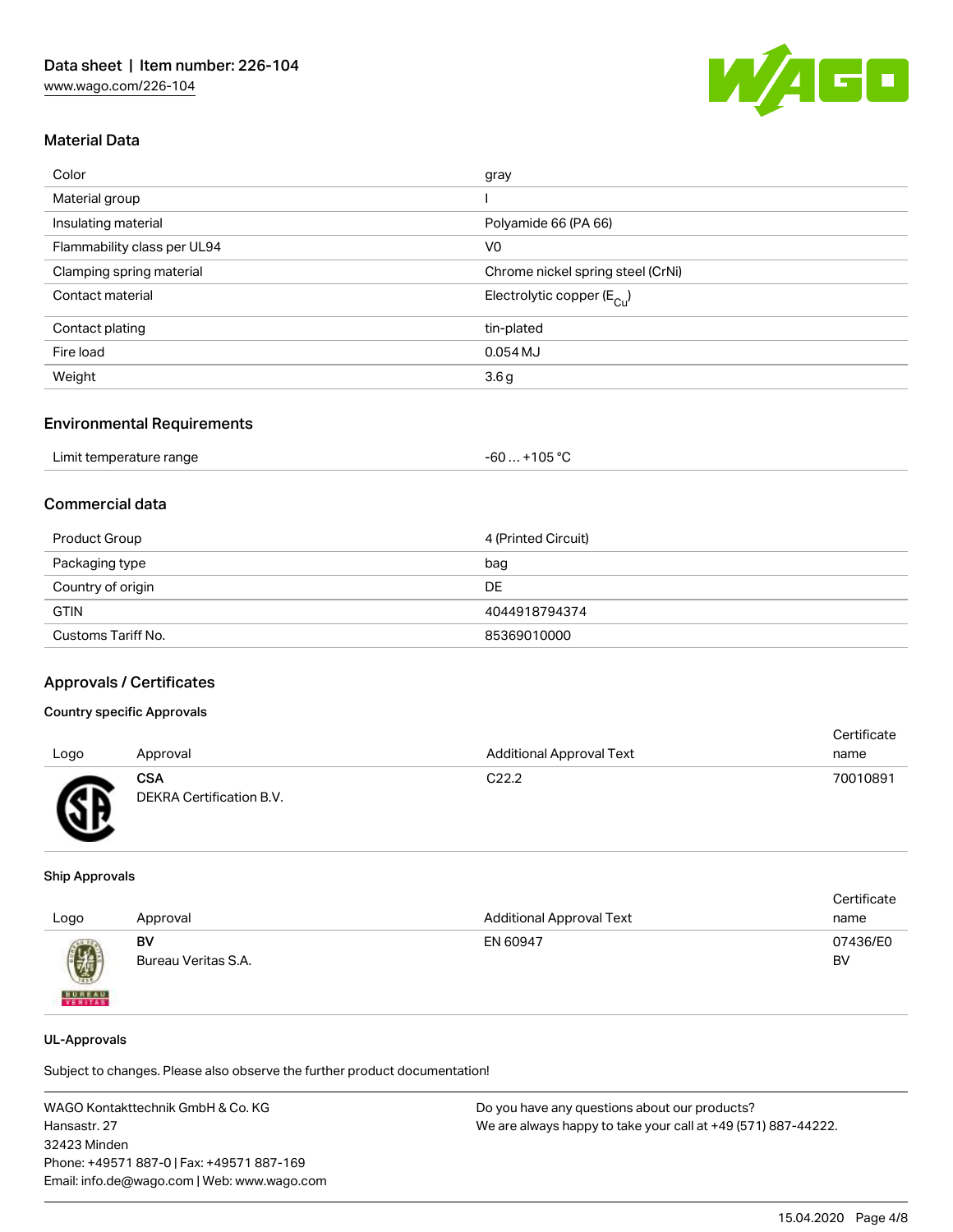## Material Data

| | |
|---|---|
| Color | gray |
| Material group | I |
| Insulating material | Polyamide 66 (PA 66) |
| Flammability class per UL94 | V0 |
| Clamping spring material | Chrome nickel spring steel (CrNi) |
| Contact material | Electrolytic copper ($E_{Cu}$) |
| Contact plating | tin-plated |
| Fire load | 0.054 MJ |
| Weight | 3.6 g |

## Environmental Requirements

| | |
|---|---|
| Limit temperature range | -60 … +105 °C |

## Commercial data

| | |
|---|---|
| Product Group | 4 (Printed Circuit) |
| Packaging type | bag |
| Country of origin | DE |
| GTIN | 4044918794374 |
| Customs Tariff No. | 85369010000 |

## Approvals / Certificates

### Country specific Approvals

| Logo | Approval | Additional Approval Text | Certificate name |
|---|---|---|---|
| | **CSA** DEKRA Certification B.V. | C22.2 | 70010891 |

### Ship Approvals

| Logo | Approval | Additional Approval Text | Certificate name |
|---|---|---|---|
| | **BV** Bureau Veritas S.A. | EN 60947 | 07436/E0 BV |

### UL-Approvals

Subject to changes. Please also observe the further product documentation!

WAGO Kontakttechnik GmbH & Co. KG
Hansastr. 27
32423 Minden
Phone: +49571 887-0 | Fax: +49571 887-169
Email: info.de@wago.com | Web: www.wago.com

Do you have any questions about our products?
We are always happy to take your call at +49 (571) 887-44222.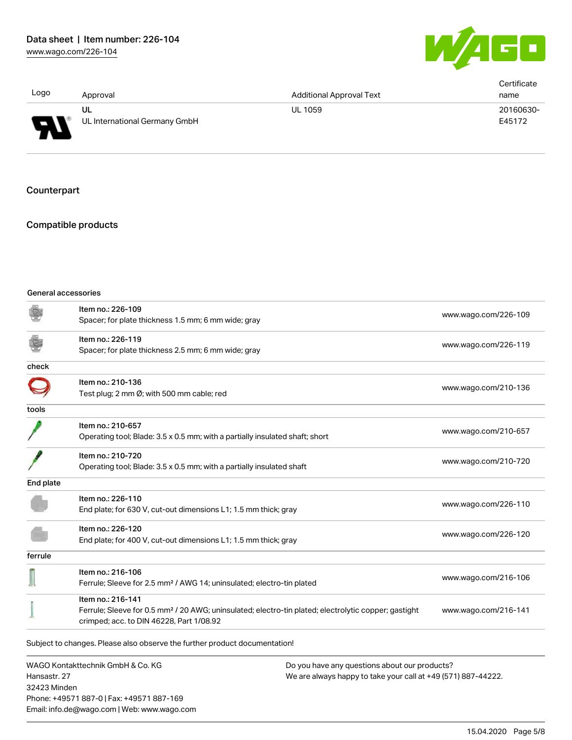| Logo | Approval | Additional Approval Text | Certificate name |
|---|---|---|---|
| | UL<br>UL International Germany GmbH | UL 1059 | 20160630-E45172 |

## Counterpart

## Compatible products

General accessories

| | | |
|---|---|---|
| | Item no.: 226-109<br>Spacer; for plate thickness 1.5 mm; 6 mm wide; gray | www.wago.com/226-109 |
| | Item no.: 226-119<br>Spacer; for plate thickness 2.5 mm; 6 mm wide; gray | www.wago.com/226-119 |
| **check** | | |
| | Item no.: 210-136<br>Test plug; 2 mm Ø; with 500 mm cable; red | www.wago.com/210-136 |
| **tools** | | |
| | Item no.: 210-657<br>Operating tool; Blade: 3.5 x 0.5 mm; with a partially insulated shaft; short | www.wago.com/210-657 |
| | Item no.: 210-720<br>Operating tool; Blade: 3.5 x 0.5 mm; with a partially insulated shaft | www.wago.com/210-720 |
| **End plate** | | |
| | Item no.: 226-110<br>End plate; for 630 V, cut-out dimensions L1; 1.5 mm thick; gray | www.wago.com/226-110 |
| | Item no.: 226-120<br>End plate; for 400 V, cut-out dimensions L1; 1.5 mm thick; gray | www.wago.com/226-120 |
| **ferrule** | | |
| | Item no.: 216-106<br>Ferrule; Sleeve for 2.5 mm² / AWG 14; uninsulated; electro-tin plated | www.wago.com/216-106 |
| | Item no.: 216-141<br>Ferrule; Sleeve for 0.5 mm² / 20 AWG; uninsulated; electro-tin plated; electrolytic copper; gastight crimped; acc. to DIN 46228, Part 1/08.92 | www.wago.com/216-141 |

Subject to changes. Please also observe the further product documentation!

WAGO Kontakttechnik GmbH & Co. KG
Hansastr. 27
32423 Minden
Phone: +49571 887-0 | Fax: +49571 887-169
Email: info.de@wago.com | Web: www.wago.com

Do you have any questions about our products?
We are always happy to take your call at +49 (571) 887-44222.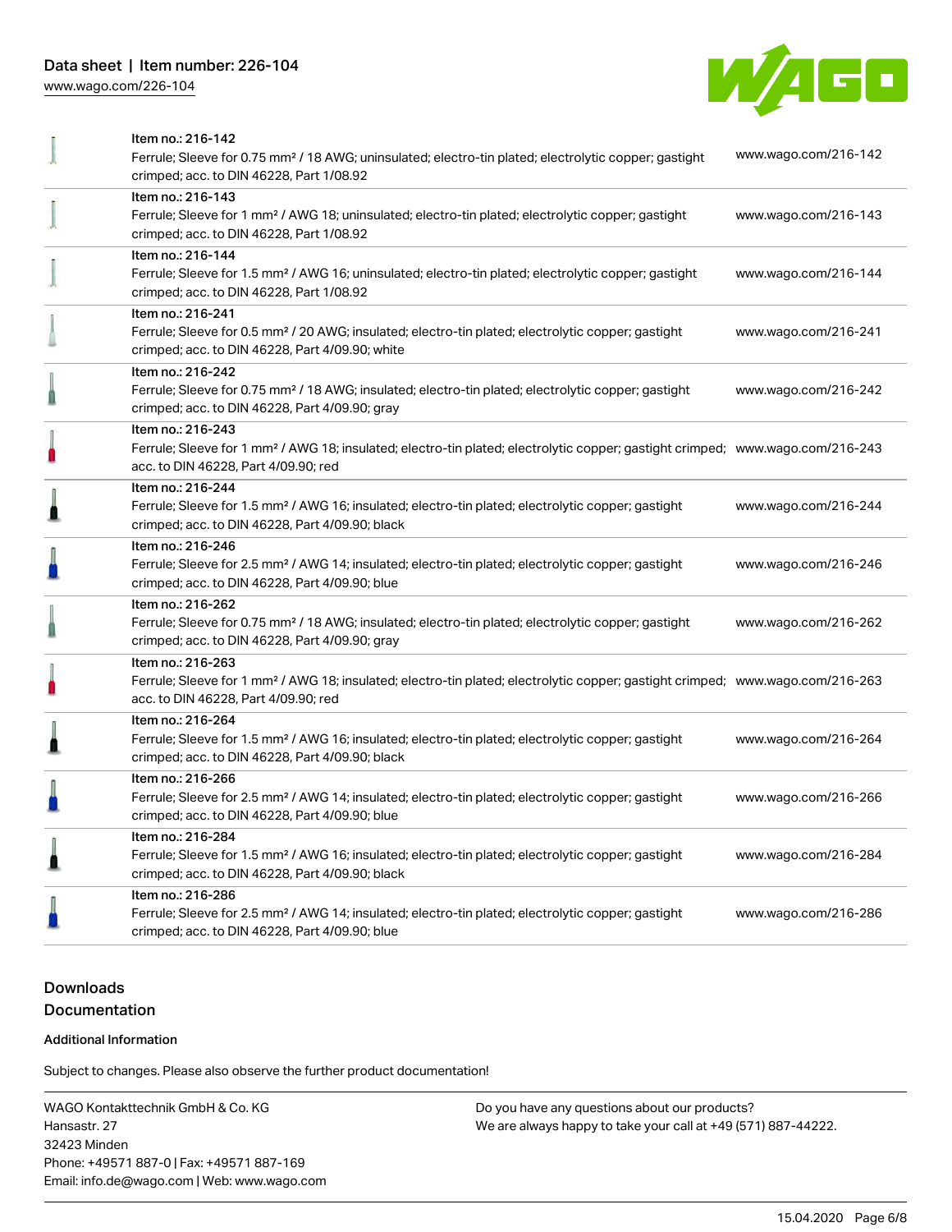| Item | Description | Link |
|---|---|---|
| Item no.: 216-142 | Ferrule; Sleeve for 0.75 mm² / 18 AWG; uninsulated; electro-tin plated; electrolytic copper; gastight crimped; acc. to DIN 46228, Part 1/08.92 | www.wago.com/216-142 |
| Item no.: 216-143 | Ferrule; Sleeve for 1 mm² / AWG 18; uninsulated; electro-tin plated; electrolytic copper; gastight crimped; acc. to DIN 46228, Part 1/08.92 | www.wago.com/216-143 |
| Item no.: 216-144 | Ferrule; Sleeve for 1.5 mm² / AWG 16; uninsulated; electro-tin plated; electrolytic copper; gastight crimped; acc. to DIN 46228, Part 1/08.92 | www.wago.com/216-144 |
| Item no.: 216-241 | Ferrule; Sleeve for 0.5 mm² / 20 AWG; insulated; electro-tin plated; electrolytic copper; gastight crimped; acc. to DIN 46228, Part 4/09.90; white | www.wago.com/216-241 |
| Item no.: 216-242 | Ferrule; Sleeve for 0.75 mm² / 18 AWG; insulated; electro-tin plated; electrolytic copper; gastight crimped; acc. to DIN 46228, Part 4/09.90; gray | www.wago.com/216-242 |
| Item no.: 216-243 | Ferrule; Sleeve for 1 mm² / AWG 18; insulated; electro-tin plated; electrolytic copper; gastight crimped; acc. to DIN 46228, Part 4/09.90; red | www.wago.com/216-243 |
| Item no.: 216-244 | Ferrule; Sleeve for 1.5 mm² / AWG 16; insulated; electro-tin plated; electrolytic copper; gastight crimped; acc. to DIN 46228, Part 4/09.90; black | www.wago.com/216-244 |
| Item no.: 216-246 | Ferrule; Sleeve for 2.5 mm² / AWG 14; insulated; electro-tin plated; electrolytic copper; gastight crimped; acc. to DIN 46228, Part 4/09.90; blue | www.wago.com/216-246 |
| Item no.: 216-262 | Ferrule; Sleeve for 0.75 mm² / 18 AWG; insulated; electro-tin plated; electrolytic copper; gastight crimped; acc. to DIN 46228, Part 4/09.90; gray | www.wago.com/216-262 |
| Item no.: 216-263 | Ferrule; Sleeve for 1 mm² / AWG 18; insulated; electro-tin plated; electrolytic copper; gastight crimped; acc. to DIN 46228, Part 4/09.90; red | www.wago.com/216-263 |
| Item no.: 216-264 | Ferrule; Sleeve for 1.5 mm² / AWG 16; insulated; electro-tin plated; electrolytic copper; gastight crimped; acc. to DIN 46228, Part 4/09.90; black | www.wago.com/216-264 |
| Item no.: 216-266 | Ferrule; Sleeve for 2.5 mm² / AWG 14; insulated; electro-tin plated; electrolytic copper; gastight crimped; acc. to DIN 46228, Part 4/09.90; blue | www.wago.com/216-266 |
| Item no.: 216-284 | Ferrule; Sleeve for 1.5 mm² / AWG 16; insulated; electro-tin plated; electrolytic copper; gastight crimped; acc. to DIN 46228, Part 4/09.90; black | www.wago.com/216-284 |
| Item no.: 216-286 | Ferrule; Sleeve for 2.5 mm² / AWG 14; insulated; electro-tin plated; electrolytic copper; gastight crimped; acc. to DIN 46228, Part 4/09.90; blue | www.wago.com/216-286 |

## Downloads

## Documentation

### Additional Information

Subject to changes. Please also observe the further product documentation!

WAGO Kontakttechnik GmbH & Co. KG
Hansastr. 27
32423 Minden
Phone: +49571 887-0 | Fax: +49571 887-169
Email: info.de@wago.com | Web: www.wago.com

Do you have any questions about our products?
We are always happy to take your call at +49 (571) 887-44222.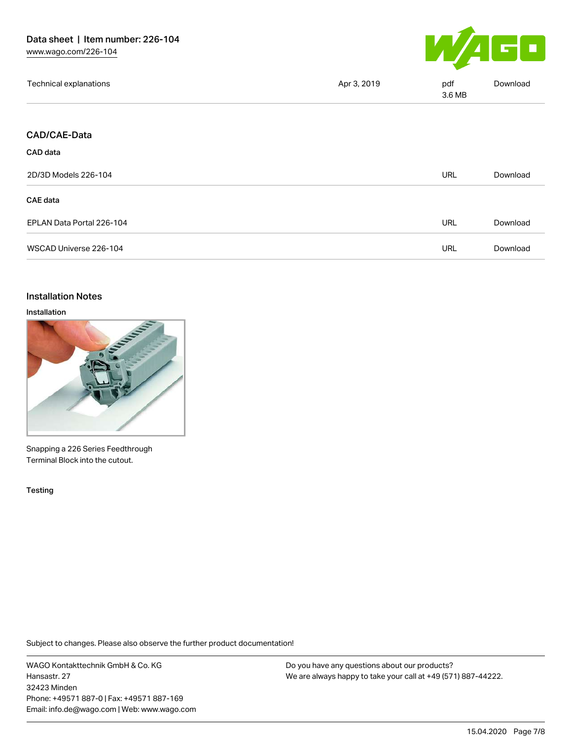| Technical explanations | Apr 3, 2019 | pdf 3.6 MB | Download |
| --- | --- | --- | --- |

## CAD/CAE-Data

### CAD data

| 2D/3D Models 226-104 | URL | Download |
| --- | --- | --- |

### CAE data

| EPLAN Data Portal 226-104 | URL | Download |
| --- | --- | --- |
| WSCAD Universe 226-104 | URL | Download |

## Installation Notes

### Installation

Snapping a 226 Series Feedthrough Terminal Block into the cutout.

### Testing

Subject to changes. Please also observe the further product documentation!

WAGO Kontakttechnik GmbH & Co. KG
Hansastr. 27
32423 Minden
Phone: +49571 887-0 | Fax: +49571 887-169
Email: info.de@wago.com | Web: www.wago.com

Do you have any questions about our products?
We are always happy to take your call at +49 (571) 887-44222.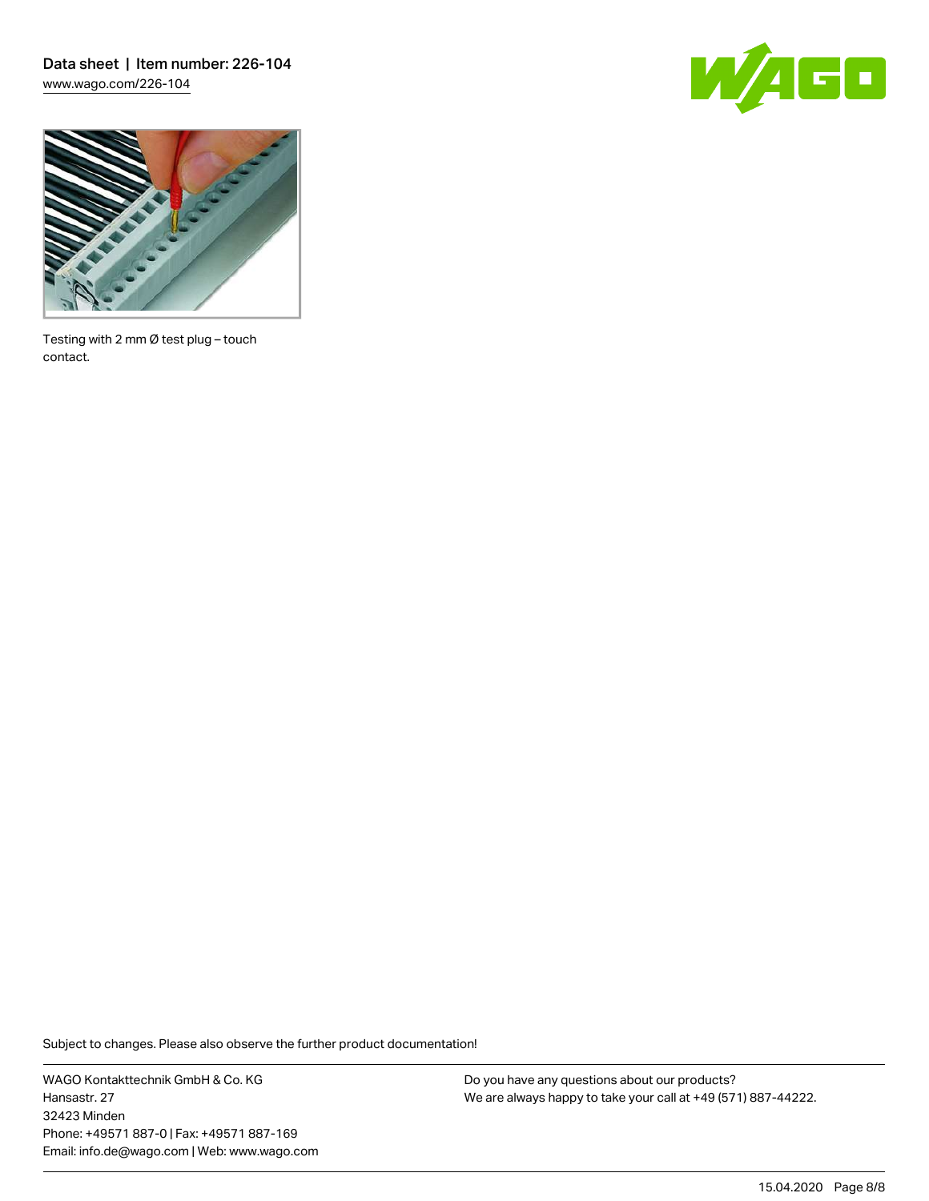Testing with 2 mm Ø test plug – touch contact.

Subject to changes. Please also observe the further product documentation!

WAGO Kontakttechnik GmbH & Co. KG
Hansastr. 27
32423 Minden
Phone: +49571 887-0 | Fax: +49571 887-169
Email: info.de@wago.com | Web: www.wago.com

Do you have any questions about our products?
We are always happy to take your call at +49 (571) 887-44222.